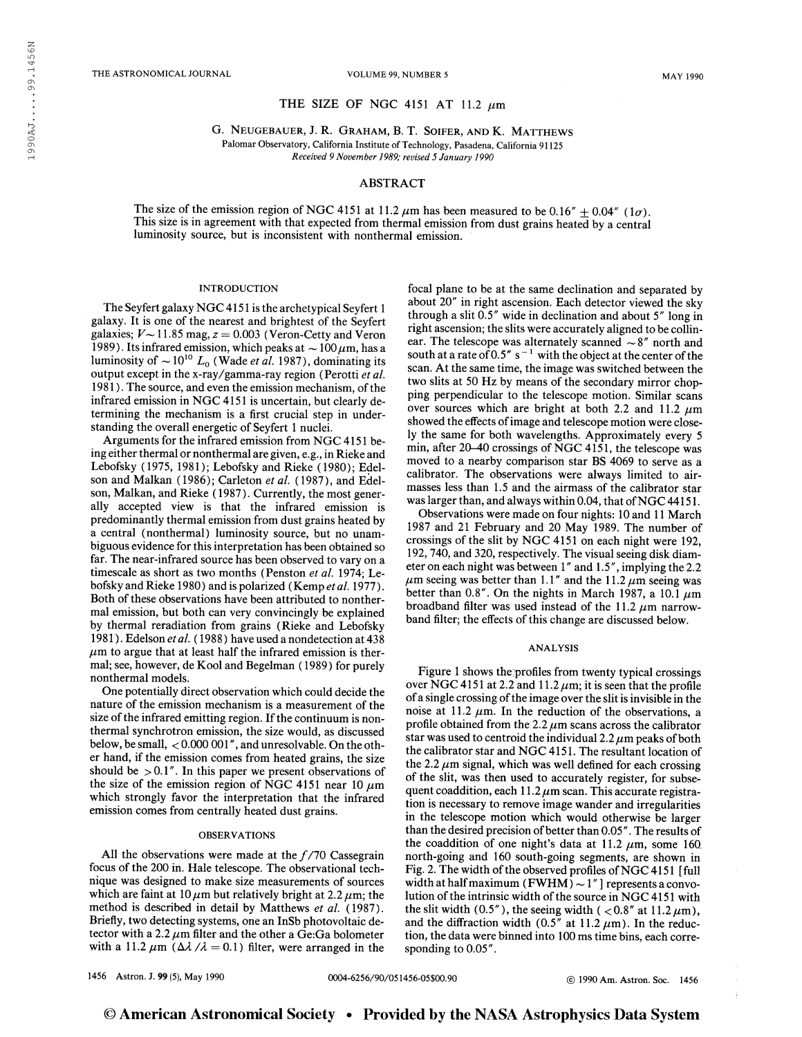# THE SIZE OF NGC 4151 AT 11.2 $\mu$m

G. Neugebauer, J. R. Graham, B. T. Soifer, and K. Matthews

Palomar Observatory, California Institute of Technology, Pasadena, California 91125

*Received 9 November 1989; revised 5 January 1990*

## ABSTRACT

The size of the emission region of NGC 4151 at 11.2 $\mu$m has been measured to be 0.16" ± 0.04" ($1\sigma$). This size is in agreement with that expected from thermal emission from dust grains heated by a central luminosity source, but is inconsistent with nonthermal emission.

## INTRODUCTION

The Seyfert galaxy NGC 4151 is the archetypical Seyfert 1 galaxy. It is one of the nearest and brightest of the Seyfert galaxies; $V \sim 11.85$ mag, $z = 0.003$ (Veron-Cetty and Veron 1989). Its infrared emission, which peaks at $\sim 100\,\mu$m, has a luminosity of $\sim 10^{10}\,L_{\odot}$ (Wade *et al.* 1987), dominating its output except in the x-ray/gamma-ray region (Perotti *et al.* 1981). The source, and even the emission mechanism, of the infrared emission in NGC 4151 is uncertain, but clearly determining the mechanism is a first crucial step in understanding the overall energetic of Seyfert 1 nuclei.

Arguments for the infrared emission from NGC 4151 being either thermal or nonthermal are given, e.g., in Rieke and Lebofsky (1975, 1981); Lebofsky and Rieke (1980); Edelson and Malkan (1986); Carleton *et al.* (1987), and Edelson, Malkan, and Rieke (1987). Currently, the most generally accepted view is that the infrared emission is predominantly thermal emission from dust grains heated by a central (nonthermal) luminosity source, but no unambiguous evidence for this interpretation has been obtained so far. The near-infrared source has been observed to vary on a timescale as short as two months (Penston *et al.* 1974; Lebofsky and Rieke 1980) and is polarized (Kemp *et al.* 1977). Both of these observations have been attributed to nonthermal emission, but both can very convincingly be explained by thermal reradiation from grains (Rieke and Lebofsky 1981). Edelson *et al.* (1988) have used a nondetection at 438 $\mu$m to argue that at least half the infrared emission is thermal; see, however, de Kool and Begelman (1989) for purely nonthermal models.

One potentially direct observation which could decide the nature of the emission mechanism is a measurement of the size of the infrared emitting region. If the continuum is nonthermal synchrotron emission, the size would, as discussed below, be small, < 0.000 001", and unresolvable. On the other hand, if the emission comes from heated grains, the size should be > 0.1". In this paper we present observations of the size of the emission region of NGC 4151 near 10 $\mu$m which strongly favor the interpretation that the infrared emission comes from centrally heated dust grains.

## OBSERVATIONS

All the observations were made at the $f/70$ Cassegrain focus of the 200 in. Hale telescope. The observational technique was designed to make size measurements of sources which are faint at 10 $\mu$m but relatively bright at 2.2 $\mu$m; the method is described in detail by Matthews *et al.* (1987). Briefly, two detecting systems, one an InSb photovoltaic detector with a 2.2 $\mu$m filter and the other a Ge:Ga bolometer with a 11.2 $\mu$m ($\Delta\lambda/\lambda = 0.1$) filter, were arranged in the focal plane to be at the same declination and separated by about 20" in right ascension. Each detector viewed the sky through a slit 0.5" wide in declination and about 5" long in right ascension; the slits were accurately aligned to be collinear. The telescope was alternately scanned ~ 8" north and south at a rate of 0.5" s$^{-1}$ with the object at the center of the scan. At the same time, the image was switched between the two slits at 50 Hz by means of the secondary mirror chopping perpendicular to the telescope motion. Similar scans over sources which are bright at both 2.2 and 11.2 $\mu$m showed the effects of image and telescope motion were closely the same for both wavelengths. Approximately every 5 min, after 20–40 crossings of NGC 4151, the telescope was moved to a nearby comparison star BS 4069 to serve as a calibrator. The observations were always limited to airmasses less than 1.5 and the airmass of the calibrator star was larger than, and always within 0.04, that of NGC 44151.

Observations were made on four nights: 10 and 11 March 1987 and 21 February and 20 May 1989. The number of crossings of the slit by NGC 4151 on each night were 192, 192, 740, and 320, respectively. The visual seeing disk diameter on each night was between 1" and 1.5", implying the 2.2 $\mu$m seeing was better than 1.1" and the 11.2 $\mu$m seeing was better than 0.8". On the nights in March 1987, a 10.1 $\mu$m broadband filter was used instead of the 11.2 $\mu$m narrowband filter; the effects of this change are discussed below.

## ANALYSIS

Figure 1 shows the profiles from twenty typical crossings over NGC 4151 at 2.2 and 11.2 $\mu$m; it is seen that the profile of a single crossing of the image over the slit is invisible in the noise at 11.2 $\mu$m. In the reduction of the observations, a profile obtained from the 2.2 $\mu$m scans across the calibrator star was used to centroid the individual 2.2 $\mu$m peaks of both the calibrator star and NGC 4151. The resultant location of the 2.2 $\mu$m signal, which was well defined for each crossing of the slit, was then used to accurately register, for subsequent coaddition, each 11.2 $\mu$m scan. This accurate registration is necessary to remove image wander and irregularities in the telescope motion which would otherwise be larger than the desired precision of better than 0.05". The results of the coaddition of one night's data at 11.2 $\mu$m, some 160 north-going and 160 south-going segments, are shown in Fig. 2. The width of the observed profiles of NGC 4151 [full width at half maximum (FWHM) ~ 1"] represents a convolution of the intrinsic width of the source in NGC 4151 with the slit width (0.5"), the seeing width (< 0.8" at 11.2 $\mu$m), and the diffraction width (0.5" at 11.2 $\mu$m). In the reduction, the data were binned into 100 ms time bins, each corresponding to 0.05".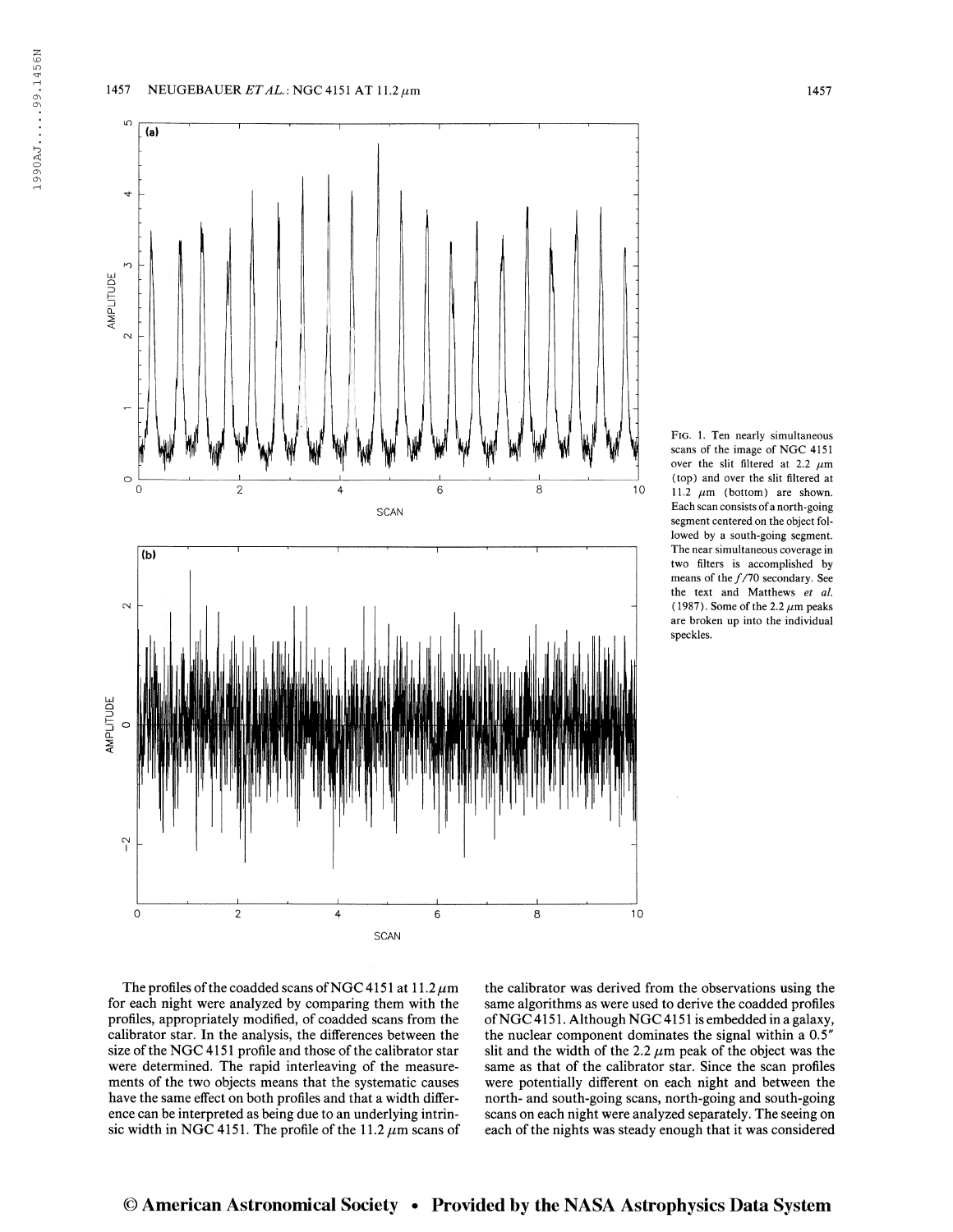(a)

AMPLITUDE

SCAN

0 2 4 6 8 10

0 1 2 3 4 5

(b)

AMPLITUDE

SCAN

0 2 4 6 8 10

-2 0 2

FIG. 1. Ten nearly simultaneous scans of the image of NGC 4151 over the slit filtered at 2.2 μm (top) and over the slit filtered at 11.2 μm (bottom) are shown. Each scan consists of a north-going segment centered on the object followed by a south-going segment. The near simultaneous coverage in two filters is accomplished by means of the *f*/70 secondary. See the text and Matthews *et al.* (1987). Some of the 2.2 μm peaks are broken up into the individual speckles.

The profiles of the coadded scans of NGC 4151 at 11.2 μm for each night were analyzed by comparing them with the profiles, appropriately modified, of coadded scans from the calibrator star. In the analysis, the differences between the size of the NGC 4151 profile and those of the calibrator star were determined. The rapid interleaving of the measurements of the two objects means that the systematic causes have the same effect on both profiles and that a width difference can be interpreted as being due to an underlying intrinsic width in NGC 4151. The profile of the 11.2 μm scans of the calibrator was derived from the observations using the same algorithms as were used to derive the coadded profiles of NGC 4151. Although NGC 4151 is embedded in a galaxy, the nuclear component dominates the signal within a 0.5″ slit and the width of the 2.2 μm peak of the object was the same as that of the calibrator star. Since the scan profiles were potentially different on each night and between the north- and south-going scans, north-going and south-going scans on each night were analyzed separately. The seeing on each of the nights was steady enough that it was considered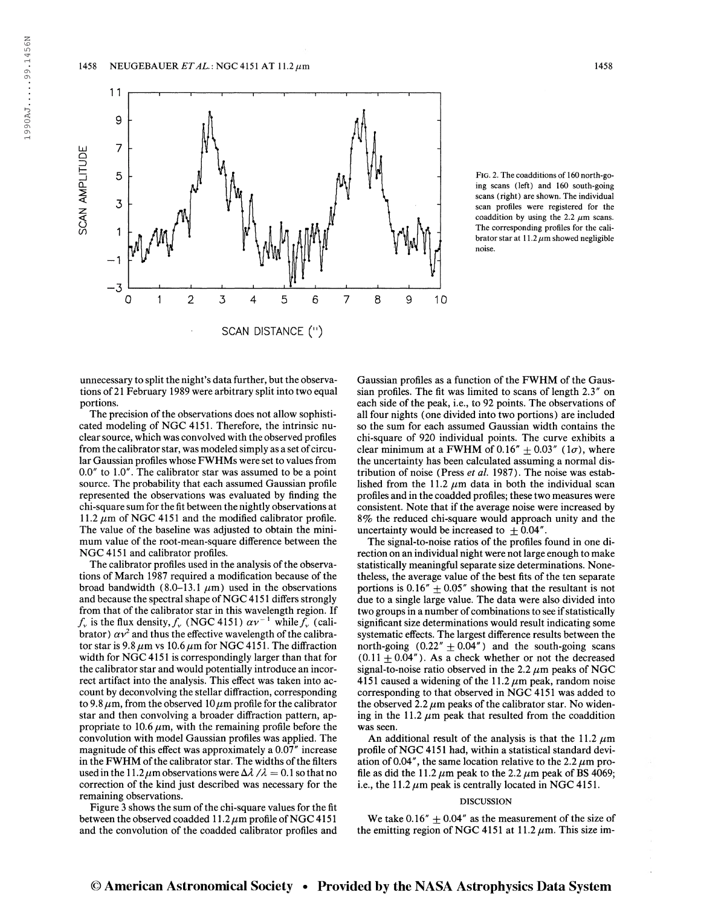SCAN AMPLITUDE

11
9
7
5
3
1
−1
−3

0 1 2 3 4 5 6 7 8 9 10

SCAN DISTANCE (″)

FIG. 2. The coadditions of 160 north-going scans (left) and 160 south-going scans (right) are shown. The individual scan profiles were registered for the coaddition by using the 2.2 $\mu$m scans. The corresponding profiles for the calibrator star at 11.2 $\mu$m showed negligible noise.

unnecessary to split the night's data further, but the observations of 21 February 1989 were arbitrary split into two equal portions.

The precision of the observations does not allow sophisticated modeling of NGC 4151. Therefore, the intrinsic nuclear source, which was convolved with the observed profiles from the calibrator star, was modeled simply as a set of circular Gaussian profiles whose FWHMs were set to values from 0.0″ to 1.0″. The calibrator star was assumed to be a point source. The probability that each assumed Gaussian profile represented the observations was evaluated by finding the chi-square sum for the fit between the nightly observations at 11.2 $\mu$m of NGC 4151 and the modified calibrator profile. The value of the baseline was adjusted to obtain the minimum value of the root-mean-square difference between the NGC 4151 and calibrator profiles.

The calibrator profiles used in the analysis of the observations of March 1987 required a modification because of the broad bandwidth (8.0–13.1 $\mu$m) used in the observations and because the spectral shape of NGC 4151 differs strongly from that of the calibrator star in this wavelength region. If $f_\nu$ is the flux density, $f_\nu$ (NGC 4151) $\alpha \nu^{-1}$ while $f_\nu$ (calibrator) $\alpha \nu^2$ and thus the effective wavelength of the calibrator star is 9.8 $\mu$m vs 10.6 $\mu$m for NGC 4151. The diffraction width for NGC 4151 is correspondingly larger than that for the calibrator star and would potentially introduce an incorrect artifact into the analysis. This effect was taken into account by deconvolving the stellar diffraction, corresponding to 9.8 $\mu$m, from the observed 10 $\mu$m profile for the calibrator star and then convolving a broader diffraction pattern, appropriate to 10.6 $\mu$m, with the remaining profile before the convolution with model Gaussian profiles was applied. The magnitude of this effect was approximately a 0.07″ increase in the FWHM of the calibrator star. The widths of the filters used in the 11.2 $\mu$m observations were $\Delta\lambda/\lambda = 0.1$ so that no correction of the kind just described was necessary for the remaining observations.

Figure 3 shows the sum of the chi-square values for the fit between the observed coadded 11.2 $\mu$m profile of NGC 4151 and the convolution of the coadded calibrator profiles and Gaussian profiles as a function of the FWHM of the Gaussian profiles. The fit was limited to scans of length 2.3″ on each side of the peak, i.e., to 92 points. The observations of all four nights (one divided into two portions) are included so the sum for each assumed Gaussian width contains the chi-square of 920 individual points. The curve exhibits a clear minimum at a FWHM of 0.16″ ± 0.03″ (1$\sigma$), where the uncertainty has been calculated assuming a normal distribution of noise (Press *et al.* 1987). The noise was established from the 11.2 $\mu$m data in both the individual scan profiles and in the coadded profiles; these two measures were consistent. Note that if the average noise were increased by 8% the reduced chi-square would approach unity and the uncertainty would be increased to ± 0.04″.

The signal-to-noise ratios of the profiles found in one direction on an individual night were not large enough to make statistically meaningful separate size determinations. Nonetheless, the average value of the best fits of the ten separate portions is 0.16″ ± 0.05″ showing that the resultant is not due to a single large value. The data were also divided into two groups in a number of combinations to see if statistically significant size determinations would result indicating some systematic effects. The largest difference results between the north-going (0.22″ ± 0.04″) and the south-going scans (0.11 ± 0.04″). As a check whether or not the decreased signal-to-noise ratio observed in the 2.2 $\mu$m peaks of NGC 4151 caused a widening of the 11.2 $\mu$m peak, random noise corresponding to that observed in NGC 4151 was added to the observed 2.2 $\mu$m peaks of the calibrator star. No widening in the 11.2 $\mu$m peak that resulted from the coaddition was seen.

An additional result of the analysis is that the 11.2 $\mu$m profile of NGC 4151 had, within a statistical standard deviation of 0.04″, the same location relative to the 2.2 $\mu$m profile as did the 11.2 $\mu$m peak to the 2.2 $\mu$m peak of BS 4069; i.e., the 11.2 $\mu$m peak is centrally located in NGC 4151.

## DISCUSSION

We take 0.16″ ± 0.04″ as the measurement of the size of the emitting region of NGC 4151 at 11.2 $\mu$m. This size im-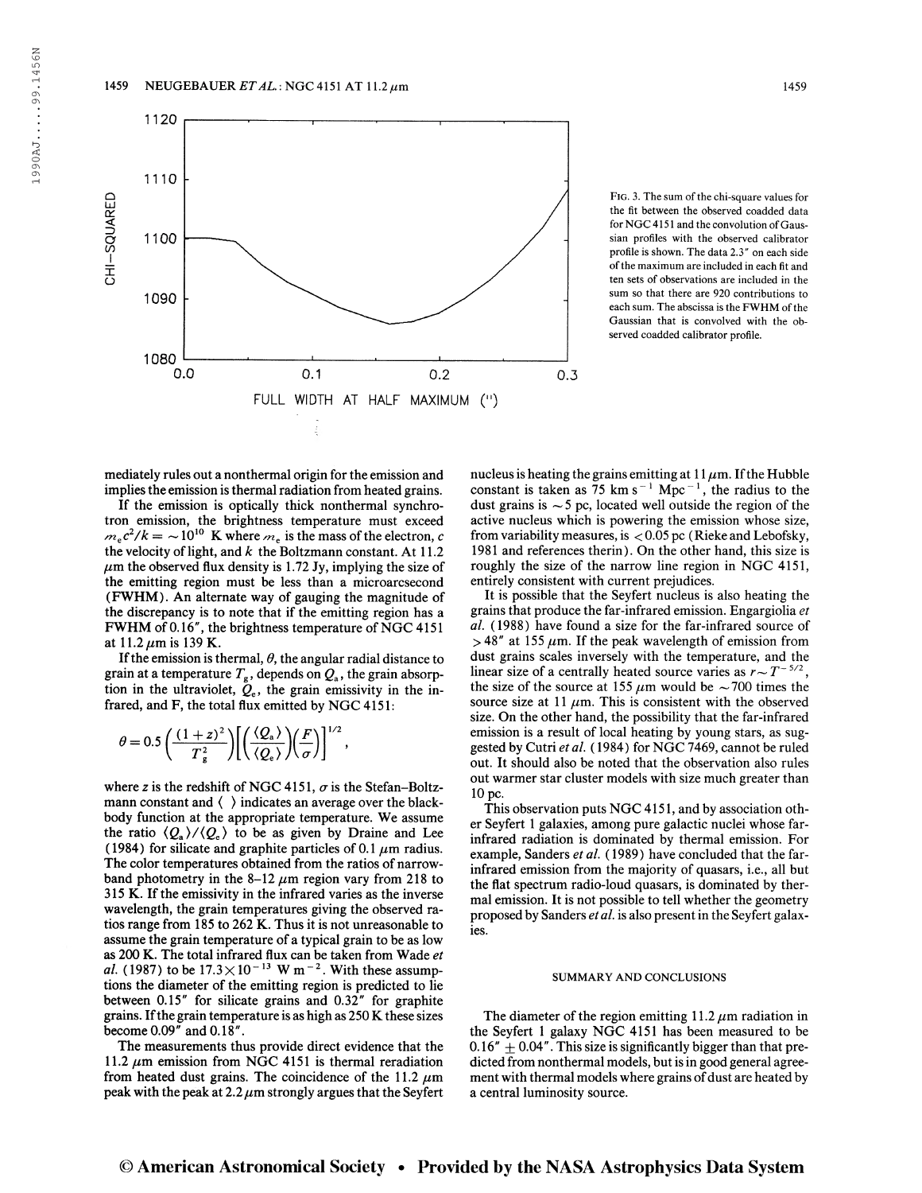1120

1110

1100

1090

1080

0.0 0.1 0.2 0.3

CHI-SQUARED

FULL WIDTH AT HALF MAXIMUM (")

FIG. 3. The sum of the chi-square values for the fit between the observed coadded data for NGC 4151 and the convolution of Gaussian profiles with the observed calibrator profile is shown. The data 2.3" on each side of the maximum are included in each fit and ten sets of observations are included in the sum so that there are 920 contributions to each sum. The abscissa is the FWHM of the Gaussian that is convolved with the observed coadded calibrator profile.

mediately rules out a nonthermal origin for the emission and implies the emission is thermal radiation from heated grains.

If the emission is optically thick nonthermal synchrotron emission, the brightness temperature must exceed $m_e c^2/k = \sim 10^{10}$ K where $m_e$ is the mass of the electron, $c$ the velocity of light, and $k$ the Boltzmann constant. At 11.2 $\mu$m the observed flux density is 1.72 Jy, implying the size of the emitting region must be less than a microarcsecond (FWHM). An alternate way of gauging the magnitude of the discrepancy is to note that if the emitting region has a FWHM of 0.16", the brightness temperature of NGC 4151 at 11.2 $\mu$m is 139 K.

If the emission is thermal, $\theta$, the angular radial distance to grain at a temperature $T_g$, depends on $Q_a$, the grain absorption in the ultraviolet, $Q_e$, the grain emissivity in the infrared, and F, the total flux emitted by NGC 4151:

$$\theta = 0.5 \left( \frac{(1+z)^2}{T_g^2} \right) \left[ \left( \frac{\langle Q_a \rangle}{\langle Q_e \rangle} \right) \left( \frac{F}{\sigma} \right) \right]^{1/2},$$

where $z$ is the redshift of NGC 4151, $\sigma$ is the Stefan–Boltzmann constant and $\langle\ \rangle$ indicates an average over the blackbody function at the appropriate temperature. We assume the ratio $\langle Q_a \rangle / \langle Q_e \rangle$ to be as given by Draine and Lee (1984) for silicate and graphite particles of 0.1 $\mu$m radius. The color temperatures obtained from the ratios of narrowband photometry in the 8–12 $\mu$m region vary from 218 to 315 K. If the emissivity in the infrared varies as the inverse wavelength, the grain temperatures giving the observed ratios range from 185 to 262 K. Thus it is not unreasonable to assume the grain temperature of a typical grain to be as low as 200 K. The total infrared flux can be taken from Wade *et al.* (1987) to be $17.3 \times 10^{-13}$ W m$^{-2}$. With these assumptions the diameter of the emitting region is predicted to lie between 0.15" for silicate grains and 0.32" for graphite grains. If the grain temperature is as high as 250 K these sizes become 0.09" and 0.18".

The measurements thus provide direct evidence that the 11.2 $\mu$m emission from NGC 4151 is thermal reradiation from heated dust grains. The coincidence of the 11.2 $\mu$m peak with the peak at 2.2 $\mu$m strongly argues that the Seyfert nucleus is heating the grains emitting at 11 $\mu$m. If the Hubble constant is taken as 75 km s$^{-1}$ Mpc$^{-1}$, the radius to the dust grains is $\sim 5$ pc, located well outside the region of the active nucleus which is powering the emission whose size, from variability measures, is $< 0.05$ pc (Rieke and Lebofsky, 1981 and references therin). On the other hand, this size is roughly the size of the narrow line region in NGC 4151, entirely consistent with current prejudices.

It is possible that the Seyfert nucleus is also heating the grains that produce the far-infrared emission. Engargiolia *et al.* (1988) have found a size for the far-infrared source of $> 48"$ at 155 $\mu$m. If the peak wavelength of emission from dust grains scales inversely with the temperature, and the linear size of a centrally heated source varies as $r \sim T^{-5/2}$, the size of the source at 155 $\mu$m would be $\sim 700$ times the source size at 11 $\mu$m. This is consistent with the observed size. On the other hand, the possibility that the far-infrared emission is a result of local heating by young stars, as suggested by Cutri *et al.* (1984) for NGC 7469, cannot be ruled out. It should also be noted that the observation also rules out warmer star cluster models with size much greater than 10 pc.

This observation puts NGC 4151, and by association other Seyfert 1 galaxies, among pure galactic nuclei whose far-infrared radiation is dominated by thermal emission. For example, Sanders *et al.* (1989) have concluded that the far-infrared emission from the majority of quasars, i.e., all but the flat spectrum radio-loud quasars, is dominated by thermal emission. It is not possible to tell whether the geometry proposed by Sanders *et al.* is also present in the Seyfert galaxies.

## SUMMARY AND CONCLUSIONS

The diameter of the region emitting 11.2 $\mu$m radiation in the Seyfert 1 galaxy NGC 4151 has been measured to be $0.16" \pm 0.04"$. This size is significantly bigger than that predicted from nonthermal models, but is in good general agreement with thermal models where grains of dust are heated by a central luminosity source.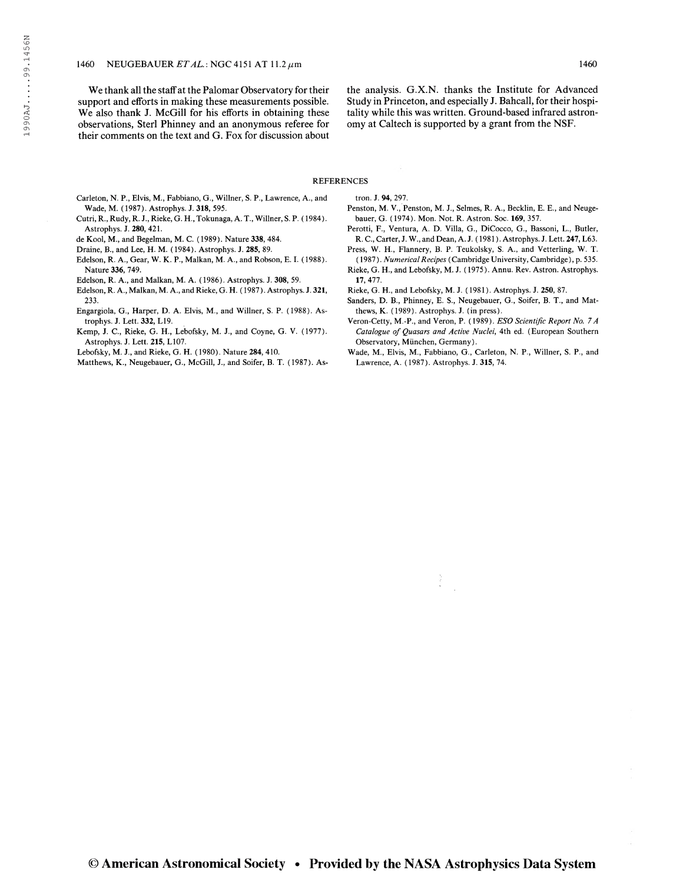We thank all the staff at the Palomar Observatory for their support and efforts in making these measurements possible. We also thank J. McGill for his efforts in obtaining these observations, Sterl Phinney and an anonymous referee for their comments on the text and G. Fox for discussion about the analysis. G.X.N. thanks the Institute for Advanced Study in Princeton, and especially J. Bahcall, for their hospitality while this was written. Ground-based infrared astronomy at Caltech is supported by a grant from the NSF.

## REFERENCES

Carleton, N. P., Elvis, M., Fabbiano, G., Willner, S. P., Lawrence, A., and Wade, M. (1987). Astrophys. J. **318**, 595.

Cutri, R., Rudy, R. J., Rieke, G. H., Tokunaga, A. T., Willner, S. P. (1984). Astrophys. J. **280**, 421.

de Kool, M., and Begelman, M. C. (1989). Nature **338**, 484.

Draine, B., and Lee, H. M. (1984). Astrophys. J. **285**, 89.

Edelson, R. A., Gear, W. K. P., Malkan, M. A., and Robson, E. I. (1988). Nature **336**, 749.

Edelson, R. A., and Malkan, M. A. (1986). Astrophys. J. **308**, 59.

Edelson, R. A., Malkan, M. A., and Rieke, G. H. (1987). Astrophys. J. **321**, 233.

Engargiola, G., Harper, D. A. Elvis, M., and Willner, S. P. (1988). Astrophys. J. Lett. **332**, L19.

Kemp, J. C., Rieke, G. H., Lebofsky, M. J., and Coyne, G. V. (1977). Astrophys. J. Lett. **215**, L107.

Lebofsky, M. J., and Rieke, G. H. (1980). Nature **284**, 410.

Matthews, K., Neugebauer, G., McGill, J., and Soifer, B. T. (1987). Astron. J. **94**, 297.

Penston, M. V., Penston, M. J., Selmes, R. A., Becklin, E. E., and Neugebauer, G. (1974). Mon. Not. R. Astron. Soc. **169**, 357.

Perotti, F., Ventura, A. D. Villa, G., DiCocco, G., Bassoni, L., Butler, R. C., Carter, J. W., and Dean, A. J. (1981). Astrophys. J. Lett. **247**, L63.

Press, W. H., Flannery, B. P. Teukolsky, S. A., and Vetterling, W. T. (1987). *Numerical Recipes* (Cambridge University, Cambridge), p. 535.

Rieke, G. H., and Lebofsky, M. J. (1975). Annu. Rev. Astron. Astrophys. **17**, 477.

Rieke, G. H., and Lebofsky, M. J. (1981). Astrophys. J. **250**, 87.

Sanders, D. B., Phinney, E. S., Neugebauer, G., Soifer, B. T., and Matthews, K. (1989). Astrophys. J. (in press).

Veron-Cetty, M.-P., and Veron, P. (1989). *ESO Scientific Report No. 7 A Catalogue of Quasars and Active Nuclei*, 4th ed. (European Southern Observatory, München, Germany).

Wade, M., Elvis, M., Fabbiano, G., Carleton, N. P., Willner, S. P., and Lawrence, A. (1987). Astrophys. J. **315**, 74.